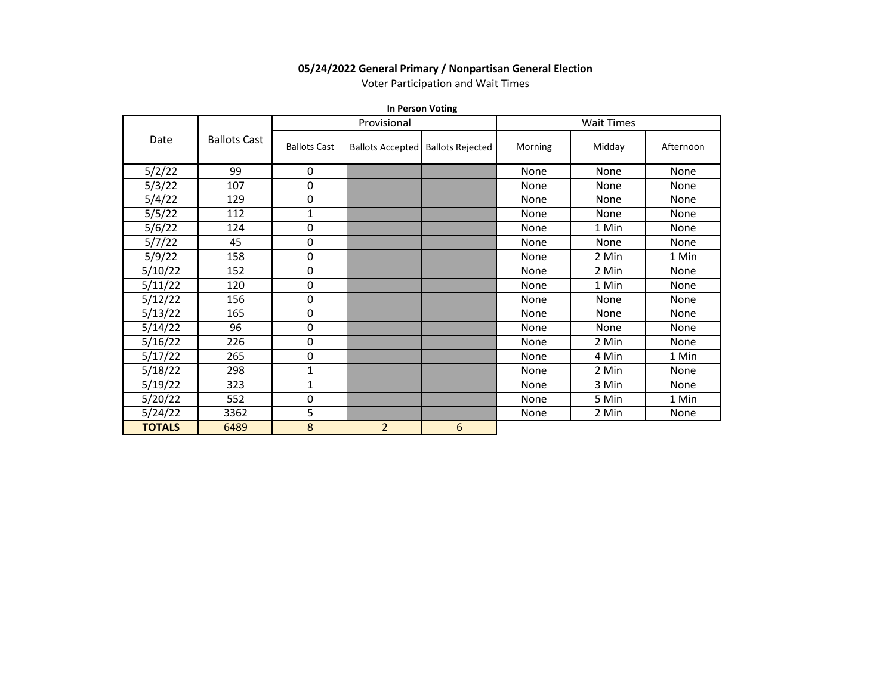**05/24/2022 General Primary / Nonpartisan General Election**

Voter Participation and Wait Times

**In Person Voting**

| Date | Ballots Cast | Provisional | | | Wait Times | | |
|---|---|---|---|---|---|---|---|
| | | Ballots Cast | Ballots Accepted | Ballots Rejected | Morning | Midday | Afternoon |
| 5/2/22 | 99 | 0 | | | None | None | None |
| 5/3/22 | 107 | 0 | | | None | None | None |
| 5/4/22 | 129 | 0 | | | None | None | None |
| 5/5/22 | 112 | 1 | | | None | None | None |
| 5/6/22 | 124 | 0 | | | None | 1 Min | None |
| 5/7/22 | 45 | 0 | | | None | None | None |
| 5/9/22 | 158 | 0 | | | None | 2 Min | 1 Min |
| 5/10/22 | 152 | 0 | | | None | 2 Min | None |
| 5/11/22 | 120 | 0 | | | None | 1 Min | None |
| 5/12/22 | 156 | 0 | | | None | None | None |
| 5/13/22 | 165 | 0 | | | None | None | None |
| 5/14/22 | 96 | 0 | | | None | None | None |
| 5/16/22 | 226 | 0 | | | None | 2 Min | None |
| 5/17/22 | 265 | 0 | | | None | 4 Min | 1 Min |
| 5/18/22 | 298 | 1 | | | None | 2 Min | None |
| 5/19/22 | 323 | 1 | | | None | 3 Min | None |
| 5/20/22 | 552 | 0 | | | None | 5 Min | 1 Min |
| 5/24/22 | 3362 | 5 | | | None | 2 Min | None |
| **TOTALS** | 6489 | 8 | 2 | 6 | | | |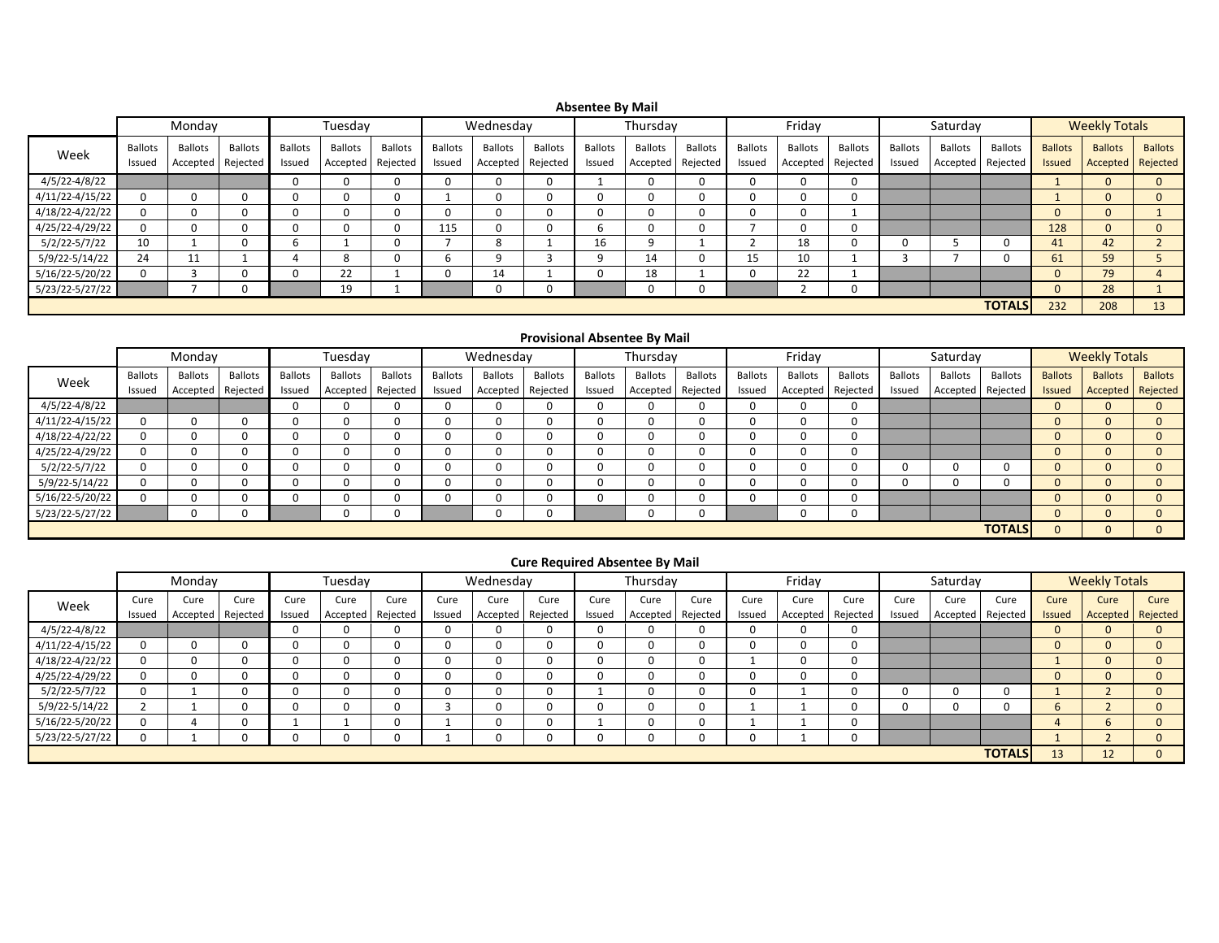### Absentee By Mail

| Week | Monday | | | Tuesday | | | Wednesday | | | Thursday | | | Friday | | | Saturday | | | Weekly Totals | | |
|---|---|---|---|---|---|---|---|---|---|---|---|---|---|---|---|---|---|---|---|---|---|
| | Ballots Issued | Ballots Accepted | Ballots Rejected | Ballots Issued | Ballots Accepted | Ballots Rejected | Ballots Issued | Ballots Accepted | Ballots Rejected | Ballots Issued | Ballots Accepted | Ballots Rejected | Ballots Issued | Ballots Accepted | Ballots Rejected | Ballots Issued | Ballots Accepted | Ballots Rejected | Ballots Issued | Ballots Accepted | Ballots Rejected |
| 4/5/22-4/8/22 | | | | 0 | 0 | 0 | 0 | 0 | 0 | 1 | 0 | 0 | 0 | 0 | 0 | | | | 1 | 0 | 0 |
| 4/11/22-4/15/22 | 0 | 0 | 0 | 0 | 0 | 0 | 1 | 0 | 0 | 0 | 0 | 0 | 0 | 0 | 0 | | | | 1 | 0 | 0 |
| 4/18/22-4/22/22 | 0 | 0 | 0 | 0 | 0 | 0 | 0 | 0 | 0 | 0 | 0 | 0 | 0 | 0 | 1 | | | | 0 | 0 | 1 |
| 4/25/22-4/29/22 | 0 | 0 | 0 | 0 | 0 | 0 | 115 | 0 | 0 | 6 | 0 | 0 | 7 | 0 | 0 | | | | 128 | 0 | 0 |
| 5/2/22-5/7/22 | 10 | 1 | 0 | 6 | 1 | 0 | 7 | 8 | 1 | 16 | 9 | 1 | 2 | 18 | 0 | 0 | 5 | 0 | 41 | 42 | 2 |
| 5/9/22-5/14/22 | 24 | 11 | 1 | 4 | 8 | 0 | 6 | 9 | 3 | 9 | 14 | 0 | 15 | 10 | 1 | 3 | 7 | 0 | 61 | 59 | 5 |
| 5/16/22-5/20/22 | 0 | 3 | 0 | 0 | 22 | 1 | 0 | 14 | 1 | 0 | 18 | 1 | 0 | 22 | 1 | | | | 0 | 79 | 4 |
| 5/23/22-5/27/22 | | 7 | 0 | | 19 | 1 | | 0 | 0 | | 0 | 0 | | 2 | 0 | | | | 0 | 28 | 1 |
| | | | | | | | | | | | | | | | | | | TOTALS | 232 | 208 | 13 |

### Provisional Absentee By Mail

| Week | Monday | | | Tuesday | | | Wednesday | | | Thursday | | | Friday | | | Saturday | | | Weekly Totals | | |
|---|---|---|---|---|---|---|---|---|---|---|---|---|---|---|---|---|---|---|---|---|---|
| | Ballots Issued | Ballots Accepted | Ballots Rejected | Ballots Issued | Ballots Accepted | Ballots Rejected | Ballots Issued | Ballots Accepted | Ballots Rejected | Ballots Issued | Ballots Accepted | Ballots Rejected | Ballots Issued | Ballots Accepted | Ballots Rejected | Ballots Issued | Ballots Accepted | Ballots Rejected | Ballots Issued | Ballots Accepted | Ballots Rejected |
| 4/5/22-4/8/22 | | | | 0 | 0 | 0 | 0 | 0 | 0 | 0 | 0 | 0 | 0 | 0 | 0 | | | | 0 | 0 | 0 |
| 4/11/22-4/15/22 | 0 | 0 | 0 | 0 | 0 | 0 | 0 | 0 | 0 | 0 | 0 | 0 | 0 | 0 | 0 | | | | 0 | 0 | 0 |
| 4/18/22-4/22/22 | 0 | 0 | 0 | 0 | 0 | 0 | 0 | 0 | 0 | 0 | 0 | 0 | 0 | 0 | 0 | | | | 0 | 0 | 0 |
| 4/25/22-4/29/22 | 0 | 0 | 0 | 0 | 0 | 0 | 0 | 0 | 0 | 0 | 0 | 0 | 0 | 0 | 0 | | | | 0 | 0 | 0 |
| 5/2/22-5/7/22 | 0 | 0 | 0 | 0 | 0 | 0 | 0 | 0 | 0 | 0 | 0 | 0 | 0 | 0 | 0 | 0 | 0 | 0 | 0 | 0 | 0 |
| 5/9/22-5/14/22 | 0 | 0 | 0 | 0 | 0 | 0 | 0 | 0 | 0 | 0 | 0 | 0 | 0 | 0 | 0 | 0 | 0 | 0 | 0 | 0 | 0 |
| 5/16/22-5/20/22 | 0 | 0 | 0 | 0 | 0 | 0 | 0 | 0 | 0 | 0 | 0 | 0 | 0 | 0 | 0 | | | | 0 | 0 | 0 |
| 5/23/22-5/27/22 | | 0 | 0 | | 0 | 0 | | 0 | 0 | | 0 | 0 | | 0 | 0 | | | | 0 | 0 | 0 |
| | | | | | | | | | | | | | | | | | | TOTALS | 0 | 0 | 0 |

### Cure Required Absentee By Mail

| Week | Monday | | | Tuesday | | | Wednesday | | | Thursday | | | Friday | | | Saturday | | | Weekly Totals | | |
|---|---|---|---|---|---|---|---|---|---|---|---|---|---|---|---|---|---|---|---|---|---|
| | Cure Issued | Cure Accepted | Cure Rejected | Cure Issued | Cure Accepted | Cure Rejected | Cure Issued | Cure Accepted | Cure Rejected | Cure Issued | Cure Accepted | Cure Rejected | Cure Issued | Cure Accepted | Cure Rejected | Cure Issued | Cure Accepted | Cure Rejected | Cure Issued | Cure Accepted | Cure Rejected |
| 4/5/22-4/8/22 | | | | 0 | 0 | 0 | 0 | 0 | 0 | 0 | 0 | 0 | 0 | 0 | 0 | | | | 0 | 0 | 0 |
| 4/11/22-4/15/22 | 0 | 0 | 0 | 0 | 0 | 0 | 0 | 0 | 0 | 0 | 0 | 0 | 0 | 0 | 0 | | | | 0 | 0 | 0 |
| 4/18/22-4/22/22 | 0 | 0 | 0 | 0 | 0 | 0 | 0 | 0 | 0 | 0 | 0 | 0 | 1 | 0 | 0 | | | | 1 | 0 | 0 |
| 4/25/22-4/29/22 | 0 | 0 | 0 | 0 | 0 | 0 | 0 | 0 | 0 | 0 | 0 | 0 | 0 | 0 | 0 | | | | 0 | 0 | 0 |
| 5/2/22-5/7/22 | 0 | 1 | 0 | 0 | 0 | 0 | 0 | 0 | 0 | 1 | 0 | 0 | 0 | 1 | 0 | 0 | 0 | 0 | 1 | 2 | 0 |
| 5/9/22-5/14/22 | 2 | 1 | 0 | 0 | 0 | 0 | 3 | 0 | 0 | 0 | 0 | 0 | 1 | 1 | 0 | 0 | 0 | 0 | 6 | 2 | 0 |
| 5/16/22-5/20/22 | 0 | 4 | 0 | 1 | 1 | 0 | 1 | 0 | 0 | 1 | 0 | 0 | 1 | 1 | 0 | | | | 4 | 6 | 0 |
| 5/23/22-5/27/22 | 0 | 1 | 0 | 0 | 0 | 0 | 1 | 0 | 0 | 0 | 0 | 0 | 0 | 1 | 0 | | | | 1 | 2 | 0 |
| | | | | | | | | | | | | | | | | | | TOTALS | 13 | 12 | 0 |